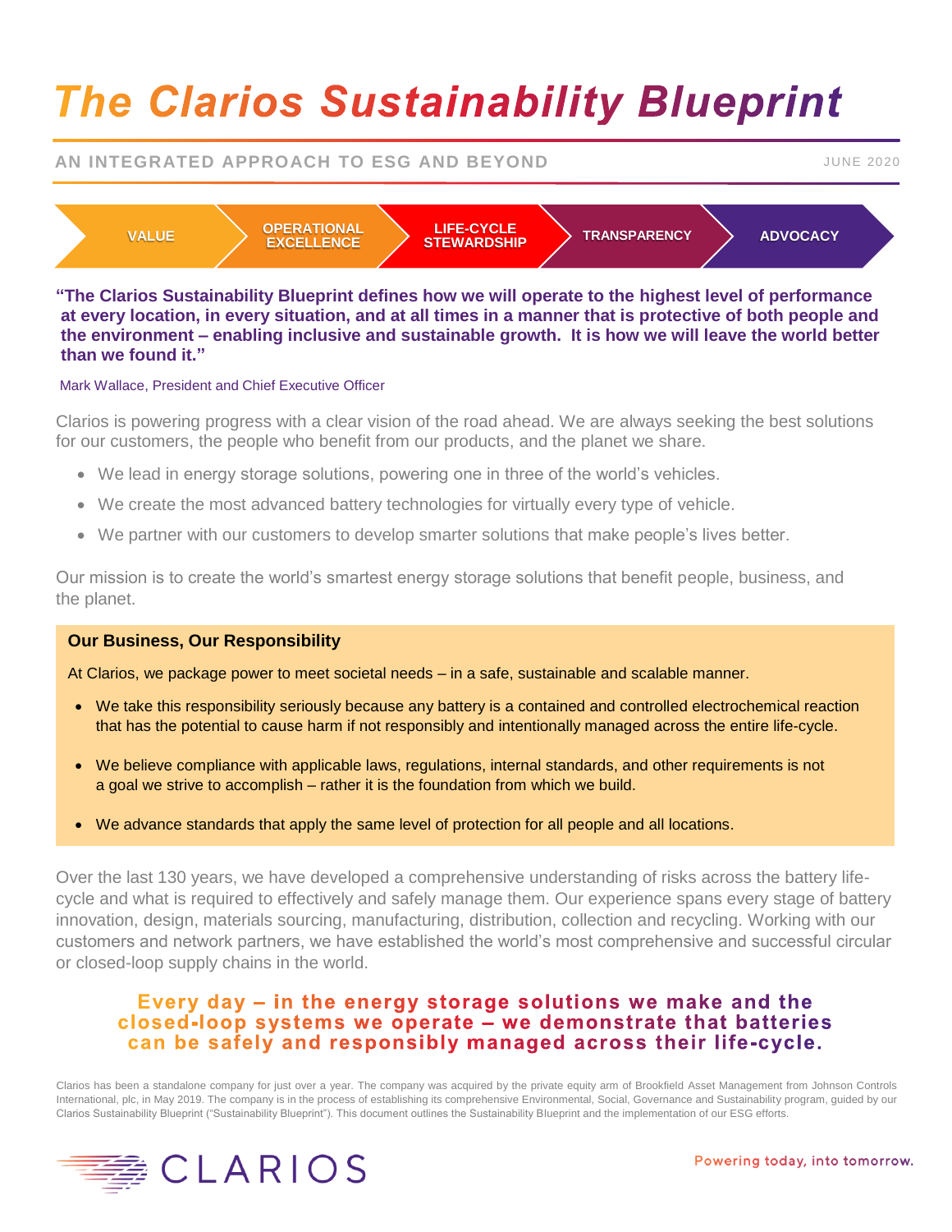# The Clarios Sustainability Blueprint

**AN INTEGRATED APPROACH TO ESG AND BEYOND** JUNE 2020

VALUE → OPERATIONAL EXCELLENCE → LIFE-CYCLE STEWARDSHIP → TRANSPARENCY → ADVOCACY

**"The Clarios Sustainability Blueprint defines how we will operate to the highest level of performance at every location, in every situation, and at all times in a manner that is protective of both people and the environment – enabling inclusive and sustainable growth. It is how we will leave the world better than we found it."**

Mark Wallace, President and Chief Executive Officer

Clarios is powering progress with a clear vision of the road ahead. We are always seeking the best solutions for our customers, the people who benefit from our products, and the planet we share.

- We lead in energy storage solutions, powering one in three of the world's vehicles.
- We create the most advanced battery technologies for virtually every type of vehicle.
- We partner with our customers to develop smarter solutions that make people's lives better.

Our mission is to create the world's smartest energy storage solutions that benefit people, business, and the planet.

### Our Business, Our Responsibility

At Clarios, we package power to meet societal needs – in a safe, sustainable and scalable manner.

- We take this responsibility seriously because any battery is a contained and controlled electrochemical reaction that has the potential to cause harm if not responsibly and intentionally managed across the entire life-cycle.
- We believe compliance with applicable laws, regulations, internal standards, and other requirements is not a goal we strive to accomplish – rather it is the foundation from which we build.
- We advance standards that apply the same level of protection for all people and all locations.

Over the last 130 years, we have developed a comprehensive understanding of risks across the battery life-cycle and what is required to effectively and safely manage them. Our experience spans every stage of battery innovation, design, materials sourcing, manufacturing, distribution, collection and recycling. Working with our customers and network partners, we have established the world's most comprehensive and successful circular or closed-loop supply chains in the world.

**Every day – in the energy storage solutions we make and the closed-loop systems we operate – we demonstrate that batteries can be safely and responsibly managed across their life-cycle.**

Clarios has been a standalone company for just over a year. The company was acquired by the private equity arm of Brookfield Asset Management from Johnson Controls International, plc, in May 2019. The company is in the process of establishing its comprehensive Environmental, Social, Governance and Sustainability program, guided by our Clarios Sustainability Blueprint ("Sustainability Blueprint"). This document outlines the Sustainability Blueprint and the implementation of our ESG efforts.

CLARIOS

Powering today, into tomorrow.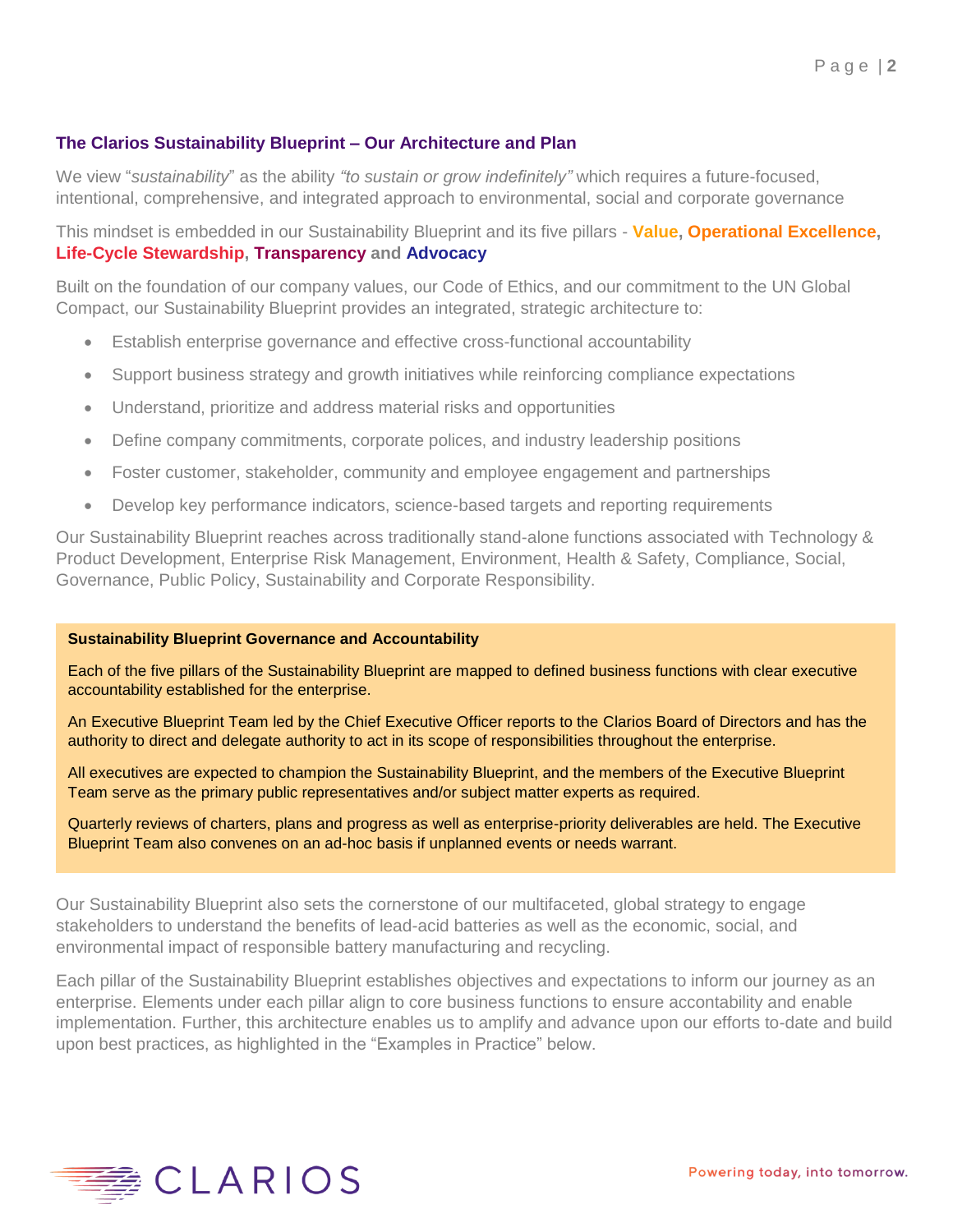## The Clarios Sustainability Blueprint – Our Architecture and Plan

We view "*sustainability*" as the ability *"to sustain or grow indefinitely"* which requires a future-focused, intentional, comprehensive, and integrated approach to environmental, social and corporate governance

This mindset is embedded in our Sustainability Blueprint and its five pillars - **Value**, **Operational Excellence**, **Life-Cycle Stewardship**, **Transparency** and **Advocacy**

Built on the foundation of our company values, our Code of Ethics, and our commitment to the UN Global Compact, our Sustainability Blueprint provides an integrated, strategic architecture to:

- Establish enterprise governance and effective cross-functional accountability
- Support business strategy and growth initiatives while reinforcing compliance expectations
- Understand, prioritize and address material risks and opportunities
- Define company commitments, corporate polices, and industry leadership positions
- Foster customer, stakeholder, community and employee engagement and partnerships
- Develop key performance indicators, science-based targets and reporting requirements

Our Sustainability Blueprint reaches across traditionally stand-alone functions associated with Technology & Product Development, Enterprise Risk Management, Environment, Health & Safety, Compliance, Social, Governance, Public Policy, Sustainability and Corporate Responsibility.

**Sustainability Blueprint Governance and Accountability**

Each of the five pillars of the Sustainability Blueprint are mapped to defined business functions with clear executive accountability established for the enterprise.

An Executive Blueprint Team led by the Chief Executive Officer reports to the Clarios Board of Directors and has the authority to direct and delegate authority to act in its scope of responsibilities throughout the enterprise.

All executives are expected to champion the Sustainability Blueprint, and the members of the Executive Blueprint Team serve as the primary public representatives and/or subject matter experts as required.

Quarterly reviews of charters, plans and progress as well as enterprise-priority deliverables are held. The Executive Blueprint Team also convenes on an ad-hoc basis if unplanned events or needs warrant.

Our Sustainability Blueprint also sets the cornerstone of our multifaceted, global strategy to engage stakeholders to understand the benefits of lead-acid batteries as well as the economic, social, and environmental impact of responsible battery manufacturing and recycling.

Each pillar of the Sustainability Blueprint establishes objectives and expectations to inform our journey as an enterprise. Elements under each pillar align to core business functions to ensure accontability and enable implementation. Further, this architecture enables us to amplify and advance upon our efforts to-date and build upon best practices, as highlighted in the "Examples in Practice" below.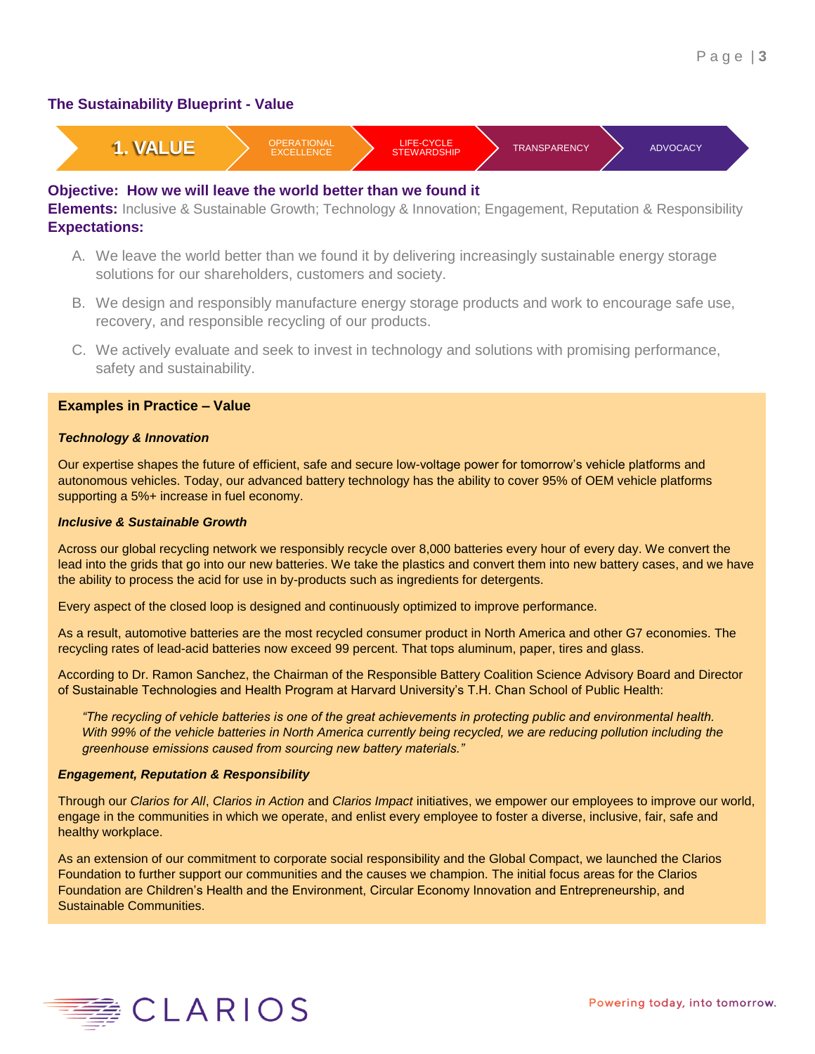## The Sustainability Blueprint - Value

**1. VALUE** | OPERATIONAL EXCELLENCE | LIFE-CYCLE STEWARDSHIP | TRANSPARENCY | ADVOCACY

**Objective: How we will leave the world better than we found it**

**Elements:** Inclusive & Sustainable Growth; Technology & Innovation; Engagement, Reputation & Responsibility

**Expectations:**

A. We leave the world better than we found it by delivering increasingly sustainable energy storage solutions for our shareholders, customers and society.

B. We design and responsibly manufacture energy storage products and work to encourage safe use, recovery, and responsible recycling of our products.

C. We actively evaluate and seek to invest in technology and solutions with promising performance, safety and sustainability.

### Examples in Practice – Value

***Technology & Innovation***

Our expertise shapes the future of efficient, safe and secure low-voltage power for tomorrow's vehicle platforms and autonomous vehicles. Today, our advanced battery technology has the ability to cover 95% of OEM vehicle platforms supporting a 5%+ increase in fuel economy.

***Inclusive & Sustainable Growth***

Across our global recycling network we responsibly recycle over 8,000 batteries every hour of every day. We convert the lead into the grids that go into our new batteries. We take the plastics and convert them into new battery cases, and we have the ability to process the acid for use in by-products such as ingredients for detergents.

Every aspect of the closed loop is designed and continuously optimized to improve performance.

As a result, automotive batteries are the most recycled consumer product in North America and other G7 economies. The recycling rates of lead-acid batteries now exceed 99 percent. That tops aluminum, paper, tires and glass.

According to Dr. Ramon Sanchez, the Chairman of the Responsible Battery Coalition Science Advisory Board and Director of Sustainable Technologies and Health Program at Harvard University's T.H. Chan School of Public Health:

> *"The recycling of vehicle batteries is one of the great achievements in protecting public and environmental health. With 99% of the vehicle batteries in North America currently being recycled, we are reducing pollution including the greenhouse emissions caused from sourcing new battery materials."*

***Engagement, Reputation & Responsibility***

Through our *Clarios for All*, *Clarios in Action* and *Clarios Impact* initiatives, we empower our employees to improve our world, engage in the communities in which we operate, and enlist every employee to foster a diverse, inclusive, fair, safe and healthy workplace.

As an extension of our commitment to corporate social responsibility and the Global Compact, we launched the Clarios Foundation to further support our communities and the causes we champion. The initial focus areas for the Clarios Foundation are Children's Health and the Environment, Circular Economy Innovation and Entrepreneurship, and Sustainable Communities.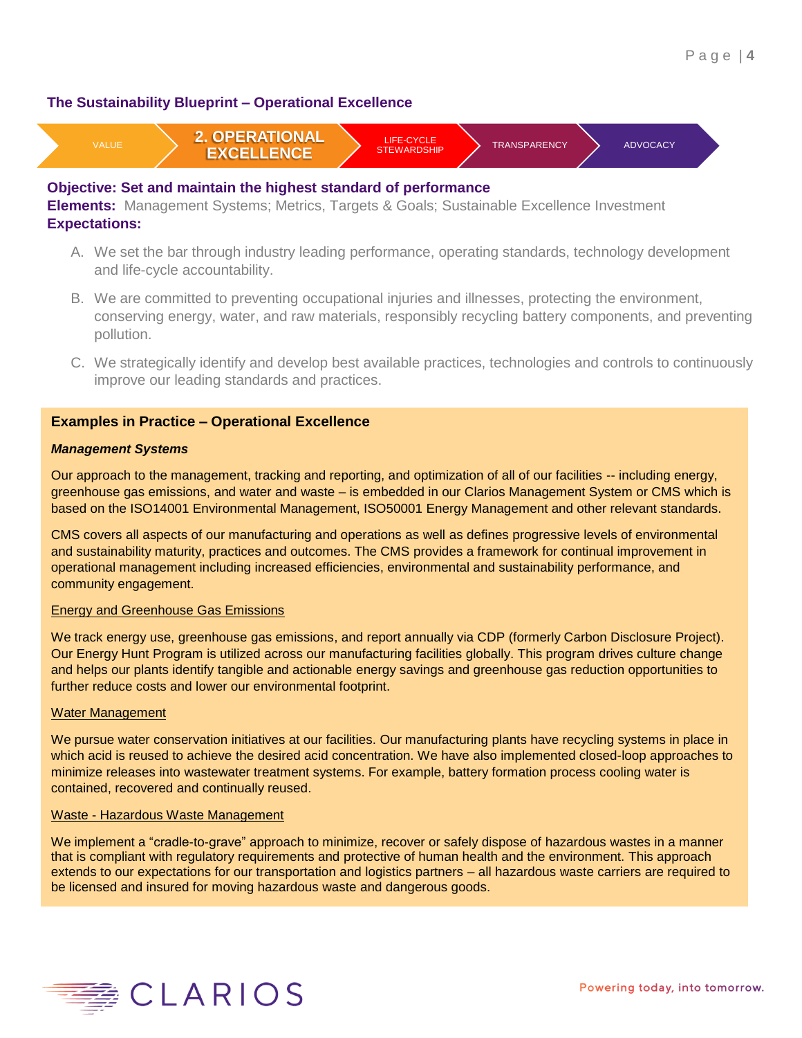## The Sustainability Blueprint – Operational Excellence

VALUE | **2. OPERATIONAL EXCELLENCE** | LIFE-CYCLE STEWARDSHIP | TRANSPARENCY | ADVOCACY

**Objective: Set and maintain the highest standard of performance**

**Elements:** Management Systems; Metrics, Targets & Goals; Sustainable Excellence Investment

**Expectations:**

A. We set the bar through industry leading performance, operating standards, technology development and life-cycle accountability.

B. We are committed to preventing occupational injuries and illnesses, protecting the environment, conserving energy, water, and raw materials, responsibly recycling battery components, and preventing pollution.

C. We strategically identify and develop best available practices, technologies and controls to continuously improve our leading standards and practices.

### Examples in Practice – Operational Excellence

***Management Systems***

Our approach to the management, tracking and reporting, and optimization of all of our facilities -- including energy, greenhouse gas emissions, and water and waste – is embedded in our Clarios Management System or CMS which is based on the ISO14001 Environmental Management, ISO50001 Energy Management and other relevant standards.

CMS covers all aspects of our manufacturing and operations as well as defines progressive levels of environmental and sustainability maturity, practices and outcomes. The CMS provides a framework for continual improvement in operational management including increased efficiencies, environmental and sustainability performance, and community engagement.

Energy and Greenhouse Gas Emissions

We track energy use, greenhouse gas emissions, and report annually via CDP (formerly Carbon Disclosure Project). Our Energy Hunt Program is utilized across our manufacturing facilities globally. This program drives culture change and helps our plants identify tangible and actionable energy savings and greenhouse gas reduction opportunities to further reduce costs and lower our environmental footprint.

Water Management

We pursue water conservation initiatives at our facilities. Our manufacturing plants have recycling systems in place in which acid is reused to achieve the desired acid concentration. We have also implemented closed-loop approaches to minimize releases into wastewater treatment systems. For example, battery formation process cooling water is contained, recovered and continually reused.

Waste - Hazardous Waste Management

We implement a “cradle-to-grave” approach to minimize, recover or safely dispose of hazardous wastes in a manner that is compliant with regulatory requirements and protective of human health and the environment. This approach extends to our expectations for our transportation and logistics partners – all hazardous waste carriers are required to be licensed and insured for moving hazardous waste and dangerous goods.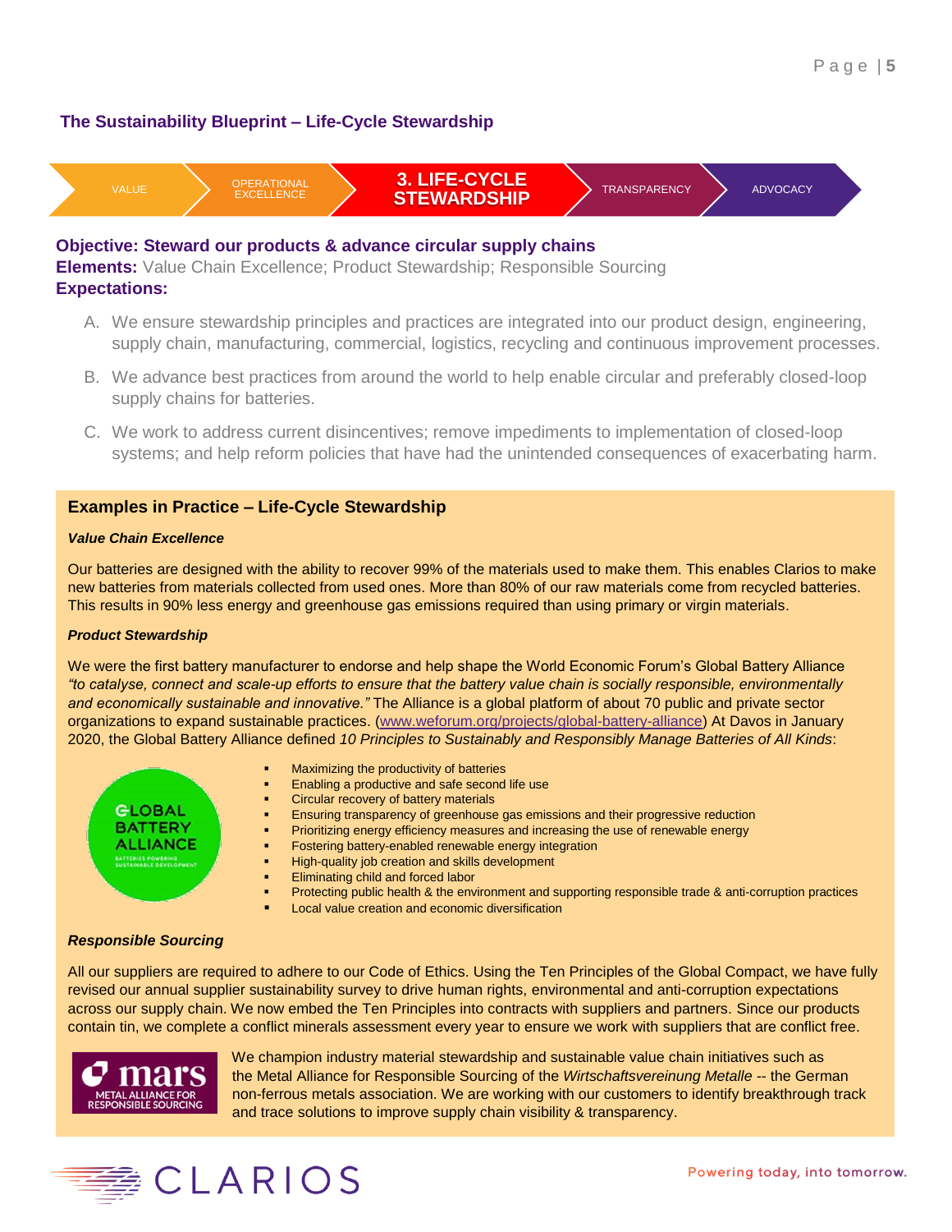## The Sustainability Blueprint – Life-Cycle Stewardship

VALUE → OPERATIONAL EXCELLENCE → **3. LIFE-CYCLE STEWARDSHIP** → TRANSPARENCY → ADVOCACY

**Objective: Steward our products & advance circular supply chains**
**Elements:** Value Chain Excellence; Product Stewardship; Responsible Sourcing
**Expectations:**

A. We ensure stewardship principles and practices are integrated into our product design, engineering, supply chain, manufacturing, commercial, logistics, recycling and continuous improvement processes.

B. We advance best practices from around the world to help enable circular and preferably closed-loop supply chains for batteries.

C. We work to address current disincentives; remove impediments to implementation of closed-loop systems; and help reform policies that have had the unintended consequences of exacerbating harm.

### Examples in Practice – Life-Cycle Stewardship

***Value Chain Excellence***

Our batteries are designed with the ability to recover 99% of the materials used to make them. This enables Clarios to make new batteries from materials collected from used ones. More than 80% of our raw materials come from recycled batteries. This results in 90% less energy and greenhouse gas emissions required than using primary or virgin materials.

***Product Stewardship***

We were the first battery manufacturer to endorse and help shape the World Economic Forum's Global Battery Alliance *"to catalyse, connect and scale-up efforts to ensure that the battery value chain is socially responsible, environmentally and economically sustainable and innovative."* The Alliance is a global platform of about 70 public and private sector organizations to expand sustainable practices. (www.weforum.org/projects/global-battery-alliance) At Davos in January 2020, the Global Battery Alliance defined *10 Principles to Sustainably and Responsibly Manage Batteries of All Kinds*:

GLOBAL BATTERY ALLIANCE – BATTERIES POWERING SUSTAINABLE DEVELOPMENT

- Maximizing the productivity of batteries
- Enabling a productive and safe second life use
- Circular recovery of battery materials
- Ensuring transparency of greenhouse gas emissions and their progressive reduction
- Prioritizing energy efficiency measures and increasing the use of renewable energy
- Fostering battery-enabled renewable energy integration
- High-quality job creation and skills development
- Eliminating child and forced labor
- Protecting public health & the environment and supporting responsible trade & anti-corruption practices
- Local value creation and economic diversification

***Responsible Sourcing***

All our suppliers are required to adhere to our Code of Ethics. Using the Ten Principles of the Global Compact, we have fully revised our annual supplier sustainability survey to drive human rights, environmental and anti-corruption expectations across our supply chain. We now embed the Ten Principles into contracts with suppliers and partners. Since our products contain tin, we complete a conflict minerals assessment every year to ensure we work with suppliers that are conflict free.

mars – METAL ALLIANCE FOR RESPONSIBLE SOURCING

We champion industry material stewardship and sustainable value chain initiatives such as the Metal Alliance for Responsible Sourcing of the *Wirtschaftsvereinung Metalle* -- the German non-ferrous metals association. We are working with our customers to identify breakthrough track and trace solutions to improve supply chain visibility & transparency.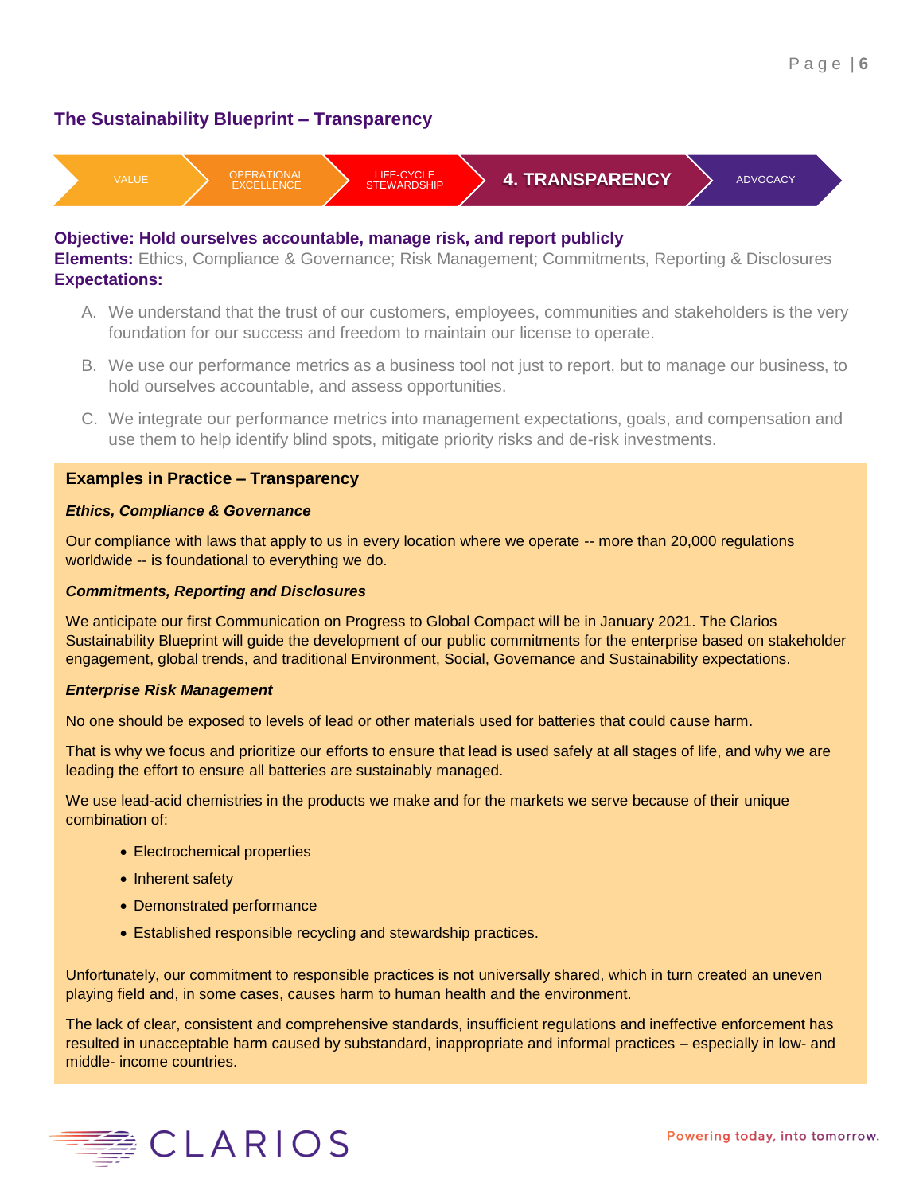## The Sustainability Blueprint – Transparency

VALUE → OPERATIONAL EXCELLENCE → LIFE-CYCLE STEWARDSHIP → **4. TRANSPARENCY** → ADVOCACY

**Objective: Hold ourselves accountable, manage risk, and report publicly**
**Elements:** Ethics, Compliance & Governance; Risk Management; Commitments, Reporting & Disclosures
**Expectations:**

A. We understand that the trust of our customers, employees, communities and stakeholders is the very foundation for our success and freedom to maintain our license to operate.

B. We use our performance metrics as a business tool not just to report, but to manage our business, to hold ourselves accountable, and assess opportunities.

C. We integrate our performance metrics into management expectations, goals, and compensation and use them to help identify blind spots, mitigate priority risks and de-risk investments.

### Examples in Practice – Transparency

***Ethics, Compliance & Governance***

Our compliance with laws that apply to us in every location where we operate -- more than 20,000 regulations worldwide -- is foundational to everything we do.

***Commitments, Reporting and Disclosures***

We anticipate our first Communication on Progress to Global Compact will be in January 2021. The Clarios Sustainability Blueprint will guide the development of our public commitments for the enterprise based on stakeholder engagement, global trends, and traditional Environment, Social, Governance and Sustainability expectations.

***Enterprise Risk Management***

No one should be exposed to levels of lead or other materials used for batteries that could cause harm.

That is why we focus and prioritize our efforts to ensure that lead is used safely at all stages of life, and why we are leading the effort to ensure all batteries are sustainably managed.

We use lead-acid chemistries in the products we make and for the markets we serve because of their unique combination of:

- Electrochemical properties
- Inherent safety
- Demonstrated performance
- Established responsible recycling and stewardship practices.

Unfortunately, our commitment to responsible practices is not universally shared, which in turn created an uneven playing field and, in some cases, causes harm to human health and the environment.

The lack of clear, consistent and comprehensive standards, insufficient regulations and ineffective enforcement has resulted in unacceptable harm caused by substandard, inappropriate and informal practices – especially in low- and middle- income countries.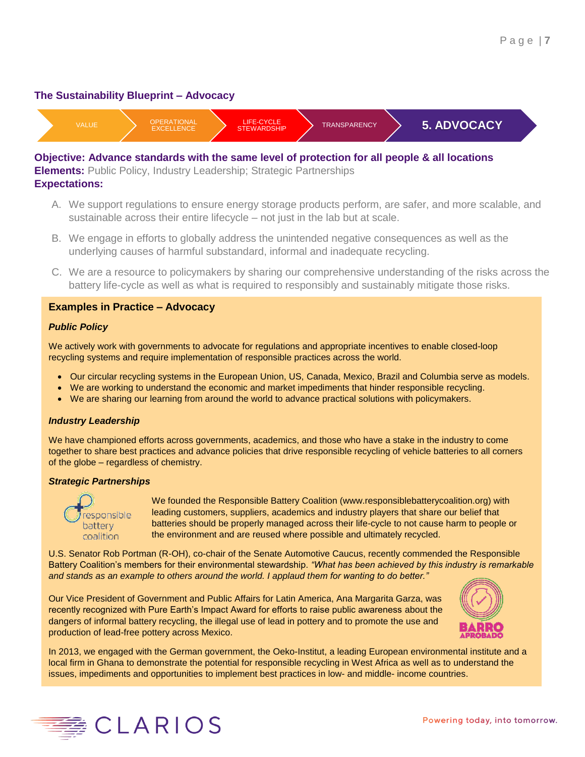## The Sustainability Blueprint – Advocacy

VALUE | OPERATIONAL EXCELLENCE | LIFE-CYCLE STEWARDSHIP | TRANSPARENCY | **5. ADVOCACY**

**Objective: Advance standards with the same level of protection for all people & all locations**
**Elements:** Public Policy, Industry Leadership; Strategic Partnerships
**Expectations:**

A. We support regulations to ensure energy storage products perform, are safer, and more scalable, and sustainable across their entire lifecycle – not just in the lab but at scale.

B. We engage in efforts to globally address the unintended negative consequences as well as the underlying causes of harmful substandard, informal and inadequate recycling.

C. We are a resource to policymakers by sharing our comprehensive understanding of the risks across the battery life-cycle as well as what is required to responsibly and sustainably mitigate those risks.

### Examples in Practice – Advocacy

***Public Policy***

We actively work with governments to advocate for regulations and appropriate incentives to enable closed-loop recycling systems and require implementation of responsible practices across the world.

- Our circular recycling systems in the European Union, US, Canada, Mexico, Brazil and Columbia serve as models.
- We are working to understand the economic and market impediments that hinder responsible recycling.
- We are sharing our learning from around the world to advance practical solutions with policymakers.

***Industry Leadership***

We have championed efforts across governments, academics, and those who have a stake in the industry to come together to share best practices and advance policies that drive responsible recycling of vehicle batteries to all corners of the globe – regardless of chemistry.

***Strategic Partnerships***

responsible battery coalition

We founded the Responsible Battery Coalition (www.responsiblebatterycoalition.org) with leading customers, suppliers, academics and industry players that share our belief that batteries should be properly managed across their life-cycle to not cause harm to people or the environment and are reused where possible and ultimately recycled.

U.S. Senator Rob Portman (R-OH), co-chair of the Senate Automotive Caucus, recently commended the Responsible Battery Coalition's members for their environmental stewardship. *"What has been achieved by this industry is remarkable and stands as an example to others around the world. I applaud them for wanting to do better."*

Our Vice President of Government and Public Affairs for Latin America, Ana Margarita Garza, was recently recognized with Pure Earth's Impact Award for efforts to raise public awareness about the dangers of informal battery recycling, the illegal use of lead in pottery and to promote the use and production of lead-free pottery across Mexico.

BARRO APROBADO

In 2013, we engaged with the German government, the Oeko-Institut, a leading European environmental institute and a local firm in Ghana to demonstrate the potential for responsible recycling in West Africa as well as to understand the issues, impediments and opportunities to implement best practices in low- and middle- income countries.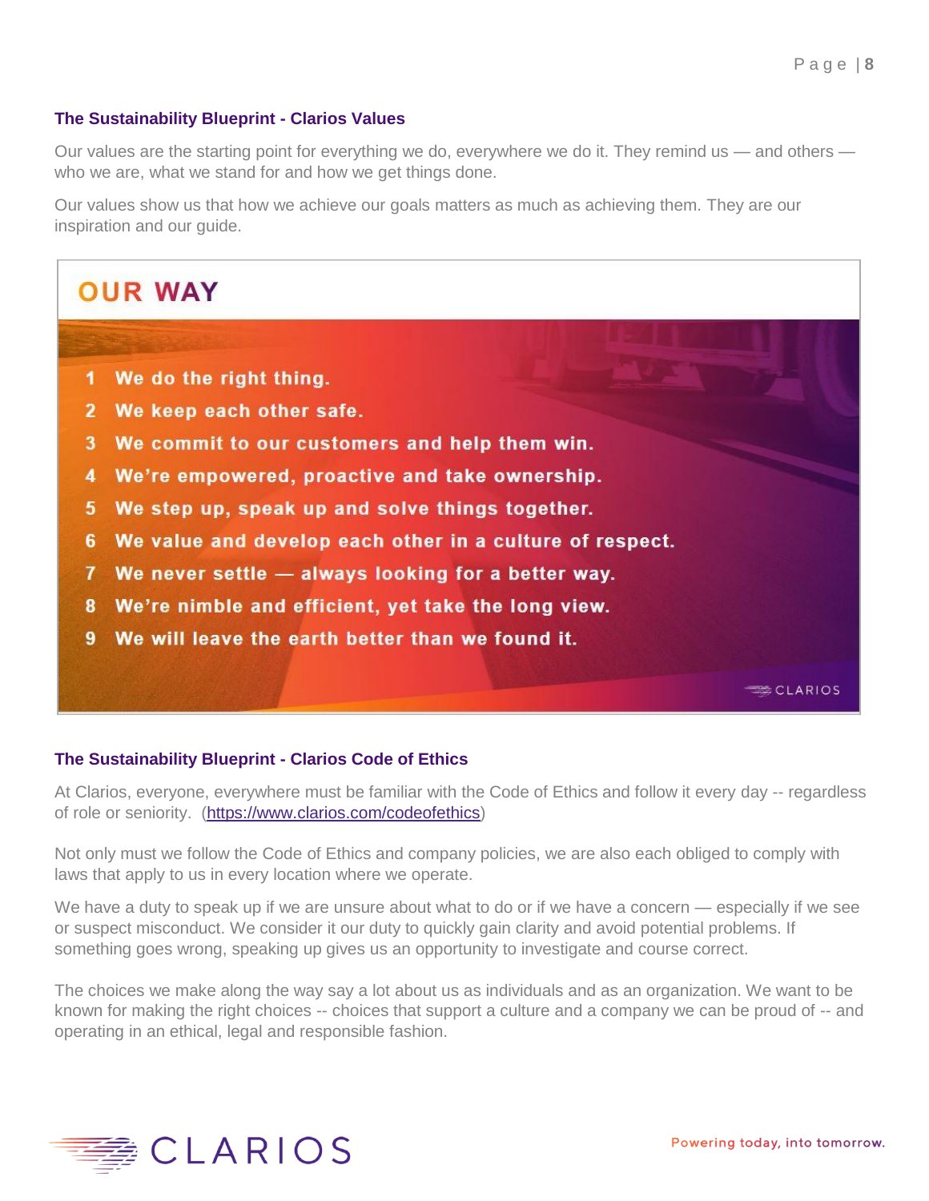## The Sustainability Blueprint - Clarios Values

Our values are the starting point for everything we do, everywhere we do it. They remind us — and others — who we are, what we stand for and how we get things done.

Our values show us that how we achieve our goals matters as much as achieving them. They are our inspiration and our guide.

### OUR WAY

1. We do the right thing.
2. We keep each other safe.
3. We commit to our customers and help them win.
4. We're empowered, proactive and take ownership.
5. We step up, speak up and solve things together.
6. We value and develop each other in a culture of respect.
7. We never settle — always looking for a better way.
8. We're nimble and efficient, yet take the long view.
9. We will leave the earth better than we found it.

CLARIOS

## The Sustainability Blueprint - Clarios Code of Ethics

At Clarios, everyone, everywhere must be familiar with the Code of Ethics and follow it every day -- regardless of role or seniority. (https://www.clarios.com/codeofethics)

Not only must we follow the Code of Ethics and company policies, we are also each obliged to comply with laws that apply to us in every location where we operate.

We have a duty to speak up if we are unsure about what to do or if we have a concern — especially if we see or suspect misconduct. We consider it our duty to quickly gain clarity and avoid potential problems. If something goes wrong, speaking up gives us an opportunity to investigate and course correct.

The choices we make along the way say a lot about us as individuals and as an organization. We want to be known for making the right choices -- choices that support a culture and a company we can be proud of -- and operating in an ethical, legal and responsible fashion.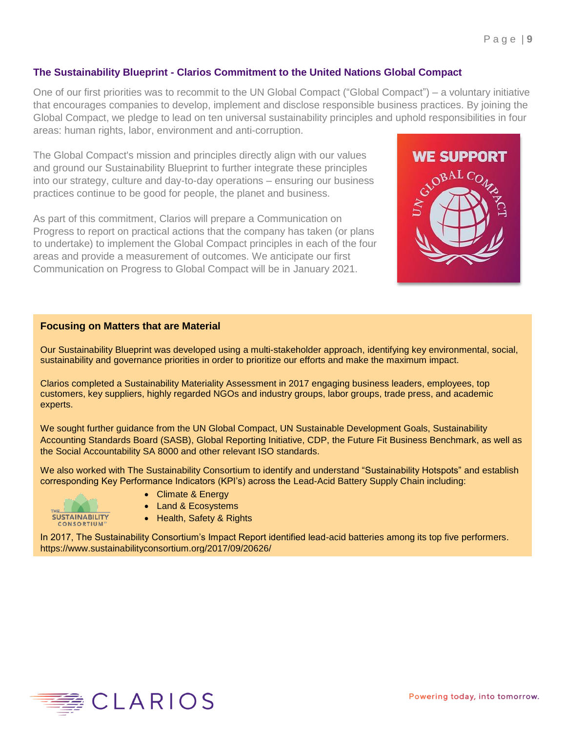## The Sustainability Blueprint - Clarios Commitment to the United Nations Global Compact

One of our first priorities was to recommit to the UN Global Compact ("Global Compact") – a voluntary initiative that encourages companies to develop, implement and disclose responsible business practices. By joining the Global Compact, we pledge to lead on ten universal sustainability principles and uphold responsibilities in four areas: human rights, labor, environment and anti-corruption.

The Global Compact's mission and principles directly align with our values and ground our Sustainability Blueprint to further integrate these principles into our strategy, culture and day-to-day operations – ensuring our business practices continue to be good for people, the planet and business.

As part of this commitment, Clarios will prepare a Communication on Progress to report on practical actions that the company has taken (or plans to undertake) to implement the Global Compact principles in each of the four areas and provide a measurement of outcomes. We anticipate our first Communication on Progress to Global Compact will be in January 2021.

### Focusing on Matters that are Material

Our Sustainability Blueprint was developed using a multi-stakeholder approach, identifying key environmental, social, sustainability and governance priorities in order to prioritize our efforts and make the maximum impact.

Clarios completed a Sustainability Materiality Assessment in 2017 engaging business leaders, employees, top customers, key suppliers, highly regarded NGOs and industry groups, labor groups, trade press, and academic experts.

We sought further guidance from the UN Global Compact, UN Sustainable Development Goals, Sustainability Accounting Standards Board (SASB), Global Reporting Initiative, CDP, the Future Fit Business Benchmark, as well as the Social Accountability SA 8000 and other relevant ISO standards.

We also worked with The Sustainability Consortium to identify and understand "Sustainability Hotspots" and establish corresponding Key Performance Indicators (KPI's) across the Lead-Acid Battery Supply Chain including:

- Climate & Energy
- Land & Ecosystems
- Health, Safety & Rights

In 2017, The Sustainability Consortium's Impact Report identified lead-acid batteries among its top five performers. https://www.sustainabilityconsortium.org/2017/09/20626/